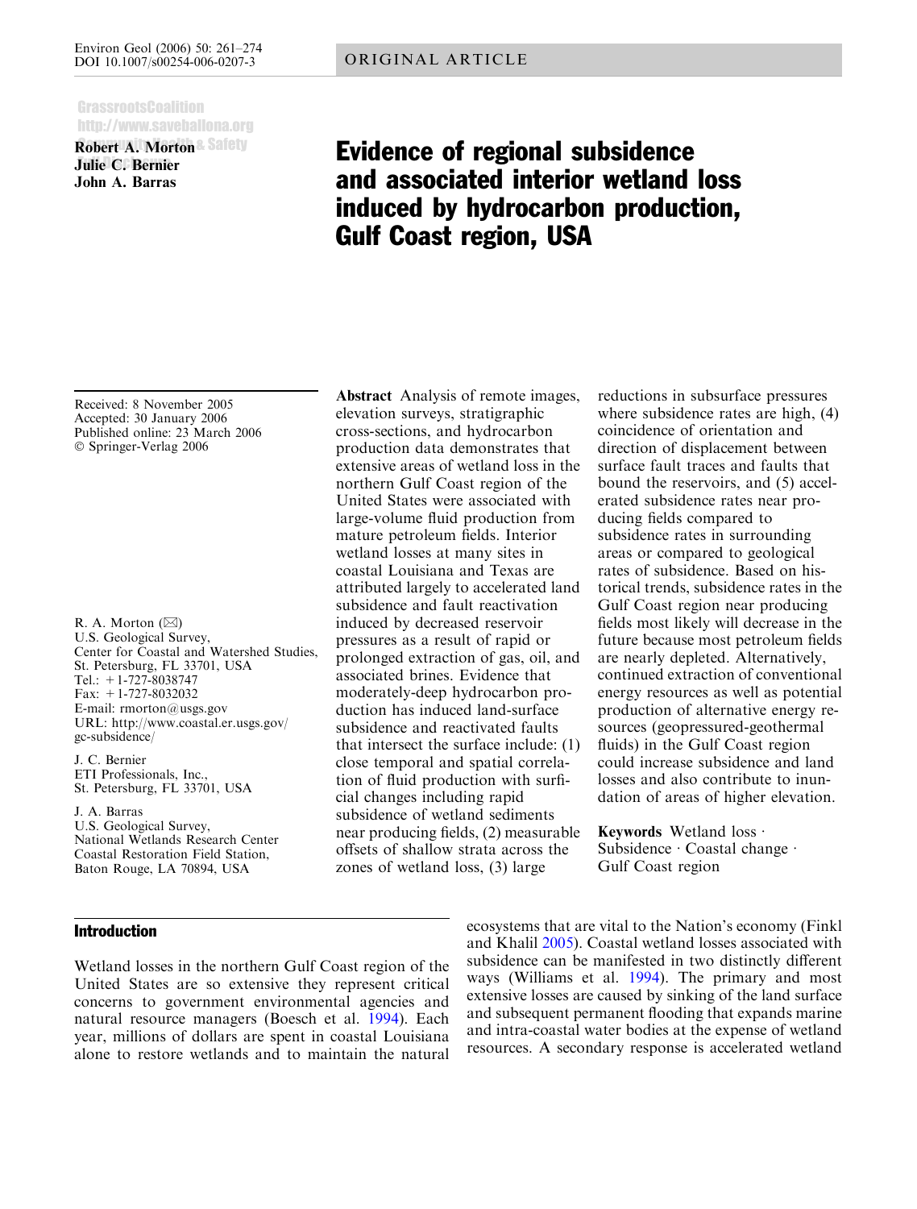ORIGINAL ARTICLE

GrassrootsCoalition
http://www.saveballona.org

**Robert A. Morton**
**Julie C. Bernier**
**John A. Barras**

# Evidence of regional subsidence and associated interior wetland loss induced by hydrocarbon production, Gulf Coast region, USA

Received: 8 November 2005
Accepted: 30 January 2006
Published online: 23 March 2006
© Springer-Verlag 2006

R. A. Morton (✉)
U.S. Geological Survey,
Center for Coastal and Watershed Studies,
St. Petersburg, FL 33701, USA
Tel.: +1-727-8038747
Fax: +1-727-8032032
E-mail: rmorton@usgs.gov
URL: http://www.coastal.er.usgs.gov/gc-subsidence/

J. C. Bernier
ETI Professionals, Inc.,
St. Petersburg, FL 33701, USA

J. A. Barras
U.S. Geological Survey,
National Wetlands Research Center
Coastal Restoration Field Station,
Baton Rouge, LA 70894, USA

**Abstract** Analysis of remote images, elevation surveys, stratigraphic cross-sections, and hydrocarbon production data demonstrates that extensive areas of wetland loss in the northern Gulf Coast region of the United States were associated with large-volume fluid production from mature petroleum fields. Interior wetland losses at many sites in coastal Louisiana and Texas are attributed largely to accelerated land subsidence and fault reactivation induced by decreased reservoir pressures as a result of rapid or prolonged extraction of gas, oil, and associated brines. Evidence that moderately-deep hydrocarbon production has induced land-surface subsidence and reactivated faults that intersect the surface include: (1) close temporal and spatial correlation of fluid production with surficial changes including rapid subsidence of wetland sediments near producing fields, (2) measurable offsets of shallow strata across the zones of wetland loss, (3) large reductions in subsurface pressures where subsidence rates are high, (4) coincidence of orientation and direction of displacement between surface fault traces and faults that bound the reservoirs, and (5) accelerated subsidence rates near producing fields compared to subsidence rates in surrounding areas or compared to geological rates of subsidence. Based on historical trends, subsidence rates in the Gulf Coast region near producing fields most likely will decrease in the future because most petroleum fields are nearly depleted. Alternatively, continued extraction of conventional energy resources as well as potential production of alternative energy resources (geopressured-geothermal fluids) in the Gulf Coast region could increase subsidence and land losses and also contribute to inundation of areas of higher elevation.

**Keywords** Wetland loss · Subsidence · Coastal change · Gulf Coast region

## Introduction

Wetland losses in the northern Gulf Coast region of the United States are so extensive they represent critical concerns to government environmental agencies and natural resource managers (Boesch et al. 1994). Each year, millions of dollars are spent in coastal Louisiana alone to restore wetlands and to maintain the natural ecosystems that are vital to the Nation's economy (Finkl and Khalil 2005). Coastal wetland losses associated with subsidence can be manifested in two distinctly different ways (Williams et al. 1994). The primary and most extensive losses are caused by sinking of the land surface and subsequent permanent flooding that expands marine and intra-coastal water bodies at the expense of wetland resources. A secondary response is accelerated wetland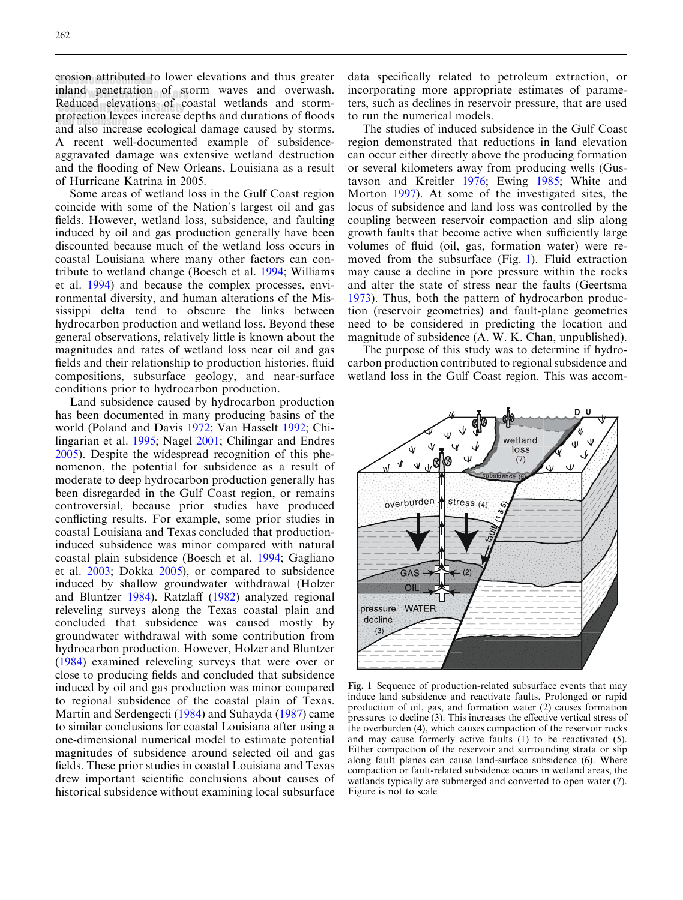erosion attributed to lower elevations and thus greater inland penetration of storm waves and overwash. Reduced elevations of coastal wetlands and storm-protection levees increase depths and durations of floods and also increase ecological damage caused by storms. A recent well-documented example of subsidence-aggravated damage was extensive wetland destruction and the flooding of New Orleans, Louisiana as a result of Hurricane Katrina in 2005.

Some areas of wetland loss in the Gulf Coast region coincide with some of the Nation's largest oil and gas fields. However, wetland loss, subsidence, and faulting induced by oil and gas production generally have been discounted because much of the wetland loss occurs in coastal Louisiana where many other factors can contribute to wetland change (Boesch et al. 1994; Williams et al. 1994) and because the complex processes, environmental diversity, and human alterations of the Mississippi delta tend to obscure the links between hydrocarbon production and wetland loss. Beyond these general observations, relatively little is known about the magnitudes and rates of wetland loss near oil and gas fields and their relationship to production histories, fluid compositions, subsurface geology, and near-surface conditions prior to hydrocarbon production.

Land subsidence caused by hydrocarbon production has been documented in many producing basins of the world (Poland and Davis 1972; Van Hasselt 1992; Chilingarian et al. 1995; Nagel 2001; Chilingar and Endres 2005). Despite the widespread recognition of this phenomenon, the potential for subsidence as a result of moderate to deep hydrocarbon production generally has been disregarded in the Gulf Coast region, or remains controversial, because prior studies have produced conflicting results. For example, some prior studies in coastal Louisiana and Texas concluded that production-induced subsidence was minor compared with natural coastal plain subsidence (Boesch et al. 1994; Gagliano et al. 2003; Dokka 2005), or compared to subsidence induced by shallow groundwater withdrawal (Holzer and Bluntzer 1984). Ratzlaff (1982) analyzed regional releveling surveys along the Texas coastal plain and concluded that subsidence was caused mostly by groundwater withdrawal with some contribution from hydrocarbon production. However, Holzer and Bluntzer (1984) examined releveling surveys that were over or close to producing fields and concluded that subsidence induced by oil and gas production was minor compared to regional subsidence of the coastal plain of Texas. Martin and Serdengecti (1984) and Suhayda (1987) came to similar conclusions for coastal Louisiana after using a one-dimensional numerical model to estimate potential magnitudes of subsidence around selected oil and gas fields. These prior studies in coastal Louisiana and Texas drew important scientific conclusions about causes of historical subsidence without examining local subsurface data specifically related to petroleum extraction, or incorporating more appropriate estimates of parameters, such as declines in reservoir pressure, that are used to run the numerical models.

The studies of induced subsidence in the Gulf Coast region demonstrated that reductions in land elevation can occur either directly above the producing formation or several kilometers away from producing wells (Gustavson and Kreitler 1976; Ewing 1985; White and Morton 1997). At some of the investigated sites, the locus of subsidence and land loss was controlled by the coupling between reservoir compaction and slip along growth faults that become active when sufficiently large volumes of fluid (oil, gas, formation water) were removed from the subsurface (Fig. 1). Fluid extraction may cause a decline in pore pressure within the rocks and alter the state of stress near the faults (Geertsma 1973). Thus, both the pattern of hydrocarbon production (reservoir geometries) and fault-plane geometries need to be considered in predicting the location and magnitude of subsidence (A. W. K. Chan, unpublished).

The purpose of this study was to determine if hydrocarbon production contributed to regional subsidence and wetland loss in the Gulf Coast region. This was accom-

**Fig. 1** Sequence of production-related subsurface events that may induce land subsidence and reactivate faults. Prolonged or rapid production of oil, gas, and formation water (2) causes formation pressures to decline (3). This increases the effective vertical stress of the overburden (4), which causes compaction of the reservoir rocks and may cause formerly active faults (1) to be reactivated (5). Either compaction of the reservoir and surrounding strata or slip along fault planes can cause land-surface subsidence (6). Where compaction or fault-related subsidence occurs in wetland areas, the wetlands typically are submerged and converted to open water (7). Figure is not to scale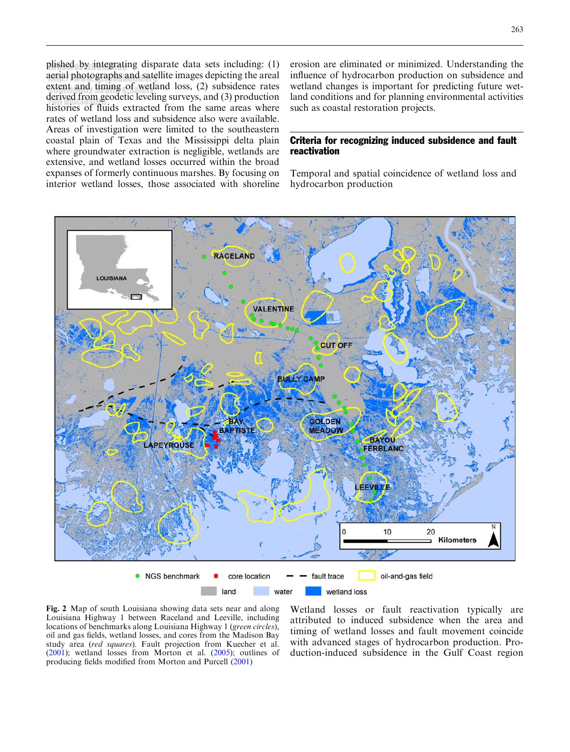plished by integrating disparate data sets including: (1) aerial photographs and satellite images depicting the areal extent and timing of wetland loss, (2) subsidence rates derived from geodetic leveling surveys, and (3) production histories of fluids extracted from the same areas where rates of wetland loss and subsidence also were available. Areas of investigation were limited to the southeastern coastal plain of Texas and the Mississippi delta plain where groundwater extraction is negligible, wetlands are extensive, and wetland losses occurred within the broad expanses of formerly continuous marshes. By focusing on interior wetland losses, those associated with shoreline erosion are eliminated or minimized. Understanding the influence of hydrocarbon production on subsidence and wetland changes is important for predicting future wetland conditions and for planning environmental activities such as coastal restoration projects.

## Criteria for recognizing induced subsidence and fault reactivation

### Temporal and spatial coincidence of wetland loss and hydrocarbon production

**Fig. 2** Map of south Louisiana showing data sets near and along Louisiana Highway 1 between Raceland and Leeville, including locations of benchmarks along Louisiana Highway 1 (*green circles*), oil and gas fields, wetland losses, and cores from the Madison Bay study area (*red squares*). Fault projection from Kuecher et al. (2001); wetland losses from Morton et al. (2005); outlines of producing fields modified from Morton and Purcell (2001)

Wetland losses or fault reactivation typically are attributed to induced subsidence when the area and timing of wetland losses and fault movement coincide with advanced stages of hydrocarbon production. Production-induced subsidence in the Gulf Coast region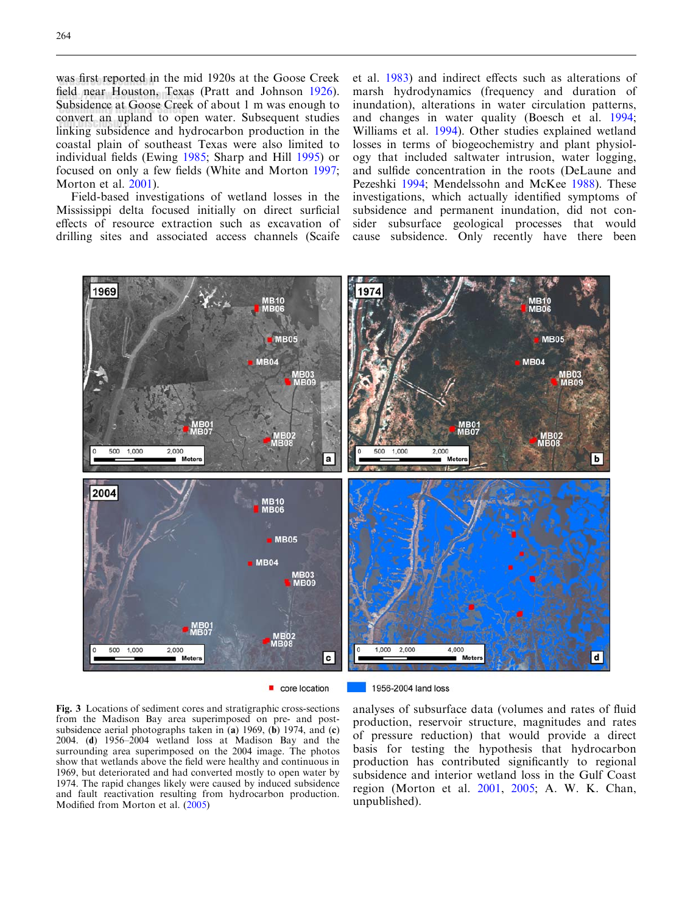was first reported in the mid 1920s at the Goose Creek field near Houston, Texas (Pratt and Johnson 1926). Subsidence at Goose Creek of about 1 m was enough to convert an upland to open water. Subsequent studies linking subsidence and hydrocarbon production in the coastal plain of southeast Texas were also limited to individual fields (Ewing 1985; Sharp and Hill 1995) or focused on only a few fields (White and Morton 1997; Morton et al. 2001).

Field-based investigations of wetland losses in the Mississippi delta focused initially on direct surficial effects of resource extraction such as excavation of drilling sites and associated access channels (Scaife et al. 1983) and indirect effects such as alterations of marsh hydrodynamics (frequency and duration of inundation), alterations in water circulation patterns, and changes in water quality (Boesch et al. 1994; Williams et al. 1994). Other studies explained wetland losses in terms of biogeochemistry and plant physiology that included saltwater intrusion, water logging, and sulfide concentration in the roots (DeLaune and Pezeshki 1994; Mendelssohn and McKee 1988). These investigations, which actually identified symptoms of subsidence and permanent inundation, did not consider subsurface geological processes that would cause subsidence. Only recently have there been analyses of subsurface data (volumes and rates of fluid production, reservoir structure, magnitudes and rates of pressure reduction) that would provide a direct basis for testing the hypothesis that hydrocarbon production has contributed significantly to regional subsidence and interior wetland loss in the Gulf Coast region (Morton et al. 2001, 2005; A. W. K. Chan, unpublished).

**Fig. 3** Locations of sediment cores and stratigraphic cross-sections from the Madison Bay area superimposed on pre- and post-subsidence aerial photographs taken in (**a**) 1969, (**b**) 1974, and (**c**) 2004. (**d**) 1956–2004 wetland loss at Madison Bay and the surrounding area superimposed on the 2004 image. The photos show that wetlands above the field were healthy and continuous in 1969, but deteriorated and had converted mostly to open water by 1974. The rapid changes likely were caused by induced subsidence and fault reactivation resulting from hydrocarbon production. Modified from Morton et al. (2005)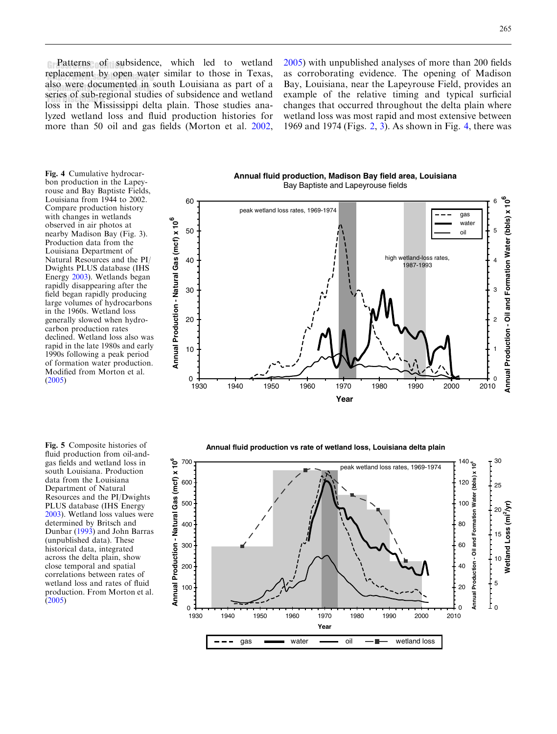Patterns of subsidence, which led to wetland replacement by open water similar to those in Texas, also were documented in south Louisiana as part of a series of sub-regional studies of subsidence and wetland loss in the Mississippi delta plain. Those studies analyzed wetland loss and fluid production histories for more than 50 oil and gas fields (Morton et al. 2002, 2005) with unpublished analyses of more than 200 fields as corroborating evidence. The opening of Madison Bay, Louisiana, near the Lapeyrouse Field, provides an example of the relative timing and typical surficial changes that occurred throughout the delta plain where wetland loss was most rapid and most extensive between 1969 and 1974 (Figs. 2, 3). As shown in Fig. 4, there was

**Fig. 4** Cumulative hydrocarbon production in the Lapeyrouse and Bay Baptiste Fields, Louisiana from 1944 to 2002. Compare production history with changes in wetlands observed in air photos at nearby Madison Bay (Fig. 3). Production data from the Louisiana Department of Natural Resources and the PI/Dwights PLUS database (IHS Energy 2003). Wetlands began rapidly disappearing after the field began rapidly producing large volumes of hydrocarbons in the 1960s. Wetland loss generally slowed when hydrocarbon production rates declined. Wetland loss also was rapid in the late 1980s and early 1990s following a peak period of formation water production. Modified from Morton et al. (2005)

**Fig. 5** Composite histories of fluid production from oil-and-gas fields and wetland loss in south Louisiana. Production data from the Louisiana Department of Natural Resources and the PI/Dwights PLUS database (IHS Energy 2003). Wetland loss values were determined by Britsch and Dunbar (1993) and John Barras (unpublished data). These historical data, integrated across the delta plain, show close temporal and spatial correlations between rates of wetland loss and rates of fluid production. From Morton et al. (2005)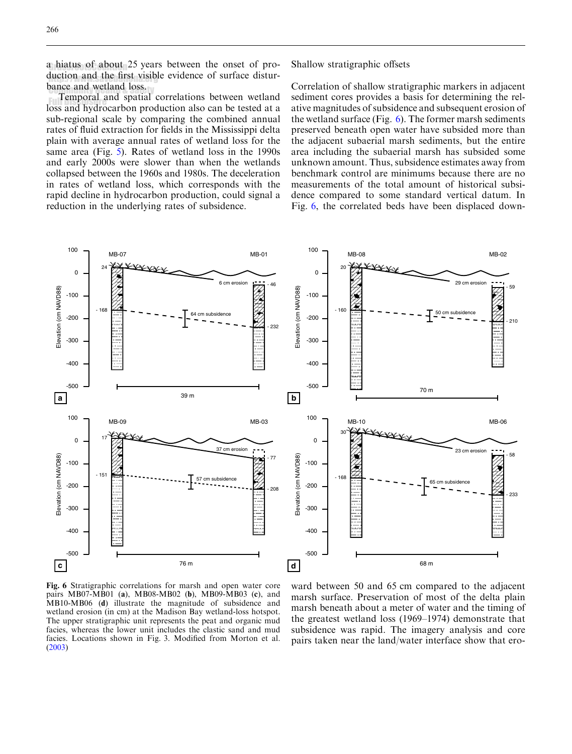a hiatus of about 25 years between the onset of production and the first visible evidence of surface disturbance and wetland loss.

Temporal and spatial correlations between wetland loss and hydrocarbon production also can be tested at a sub-regional scale by comparing the combined annual rates of fluid extraction for fields in the Mississippi delta plain with average annual rates of wetland loss for the same area (Fig. 5). Rates of wetland loss in the 1990s and early 2000s were slower than when the wetlands collapsed between the 1960s and 1980s. The deceleration in rates of wetland loss, which corresponds with the rapid decline in hydrocarbon production, could signal a reduction in the underlying rates of subsidence.

### Shallow stratigraphic offsets

Correlation of shallow stratigraphic markers in adjacent sediment cores provides a basis for determining the relative magnitudes of subsidence and subsequent erosion of the wetland surface (Fig. 6). The former marsh sediments preserved beneath open water have subsided more than the adjacent subaerial marsh sediments, but the entire area including the subaerial marsh has subsided some unknown amount. Thus, subsidence estimates away from benchmark control are minimums because there are no measurements of the total amount of historical subsidence compared to some standard vertical datum. In Fig. 6, the correlated beds have been displaced downward between 50 and 65 cm compared to the adjacent marsh surface. Preservation of most of the delta plain marsh beneath about a meter of water and the timing of the greatest wetland loss (1969–1974) demonstrate that subsidence was rapid. The imagery analysis and core pairs taken near the land/water interface show that ero-

**Fig. 6** Stratigraphic correlations for marsh and open water core pairs MB07-MB01 (**a**), MB08-MB02 (**b**), MB09-MB03 (**c**), and MB10-MB06 (**d**) illustrate the magnitude of subsidence and wetland erosion (in cm) at the Madison Bay wetland-loss hotspot. The upper stratigraphic unit represents the peat and organic mud facies, whereas the lower unit includes the clastic sand and mud facies. Locations shown in Fig. 3. Modified from Morton et al. (2003)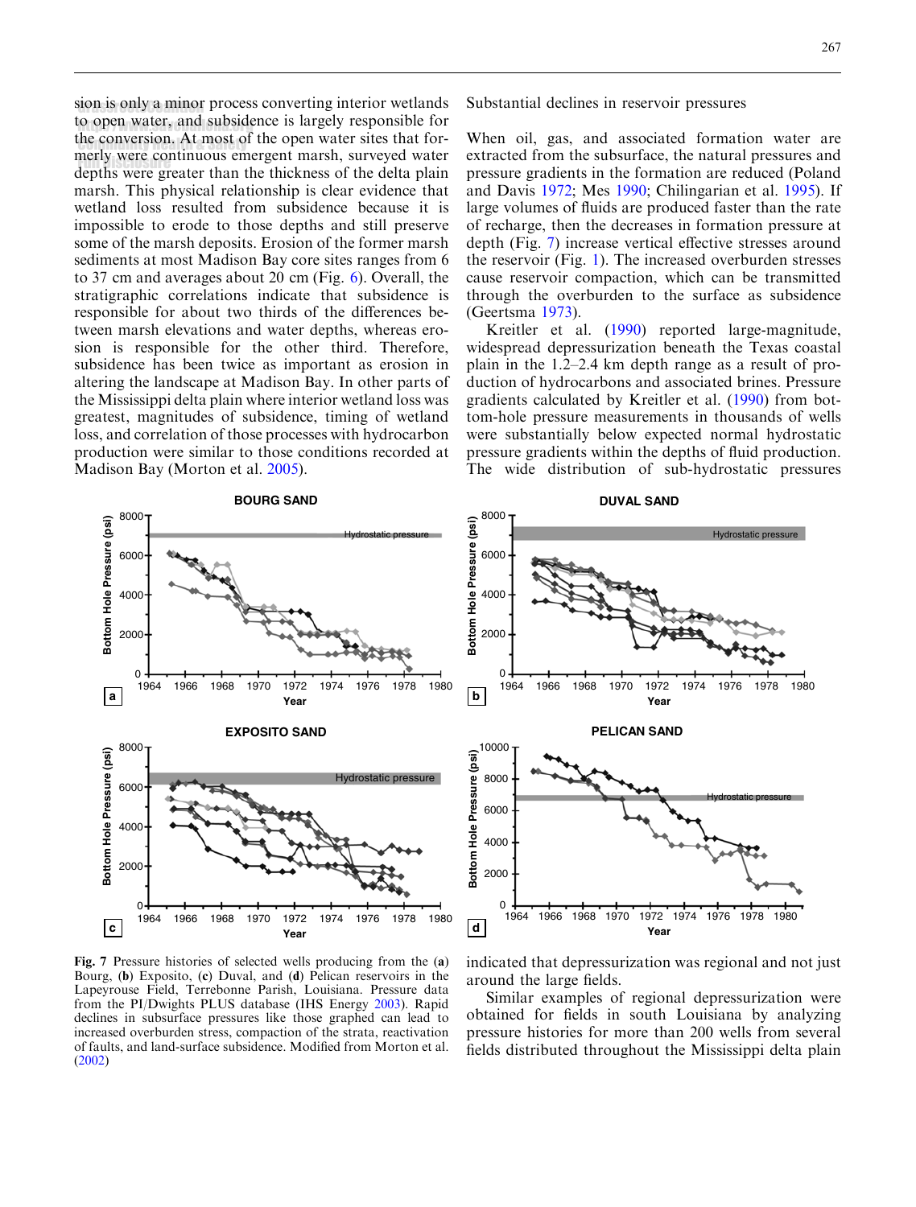sion is only a minor process converting interior wetlands to open water, and subsidence is largely responsible for the conversion. At most of the open water sites that formerly were continuous emergent marsh, surveyed water depths were greater than the thickness of the delta plain marsh. This physical relationship is clear evidence that wetland loss resulted from subsidence because it is impossible to erode to those depths and still preserve some of the marsh deposits. Erosion of the former marsh sediments at most Madison Bay core sites ranges from 6 to 37 cm and averages about 20 cm (Fig. 6). Overall, the stratigraphic correlations indicate that subsidence is responsible for about two thirds of the differences between marsh elevations and water depths, whereas erosion is responsible for the other third. Therefore, subsidence has been twice as important as erosion in altering the landscape at Madison Bay. In other parts of the Mississippi delta plain where interior wetland loss was greatest, magnitudes of subsidence, timing of wetland loss, and correlation of those processes with hydrocarbon production were similar to those conditions recorded at Madison Bay (Morton et al. 2005).

Substantial declines in reservoir pressures

When oil, gas, and associated formation water are extracted from the subsurface, the natural pressures and pressure gradients in the formation are reduced (Poland and Davis 1972; Mes 1990; Chilingarian et al. 1995). If large volumes of fluids are produced faster than the rate of recharge, then the decreases in formation pressure at depth (Fig. 7) increase vertical effective stresses around the reservoir (Fig. 1). The increased overburden stresses cause reservoir compaction, which can be transmitted through the overburden to the surface as subsidence (Geertsma 1973).

Kreitler et al. (1990) reported large-magnitude, widespread depressurization beneath the Texas coastal plain in the 1.2–2.4 km depth range as a result of production of hydrocarbons and associated brines. Pressure gradients calculated by Kreitler et al. (1990) from bottom-hole pressure measurements in thousands of wells were substantially below expected normal hydrostatic pressure gradients within the depths of fluid production. The wide distribution of sub-hydrostatic pressures indicated that depressurization was regional and not just around the large fields.

**Fig. 7** Pressure histories of selected wells producing from the (**a**) Bourg, (**b**) Exposito, (**c**) Duval, and (**d**) Pelican reservoirs in the Lapeyrouse Field, Terrebonne Parish, Louisiana. Pressure data from the PI/Dwights PLUS database (IHS Energy 2003). Rapid declines in subsurface pressures like those graphed can lead to increased overburden stress, compaction of the strata, reactivation of faults, and land-surface subsidence. Modified from Morton et al. (2002)

Similar examples of regional depressurization were obtained for fields in south Louisiana by analyzing pressure histories for more than 200 wells from several fields distributed throughout the Mississippi delta plain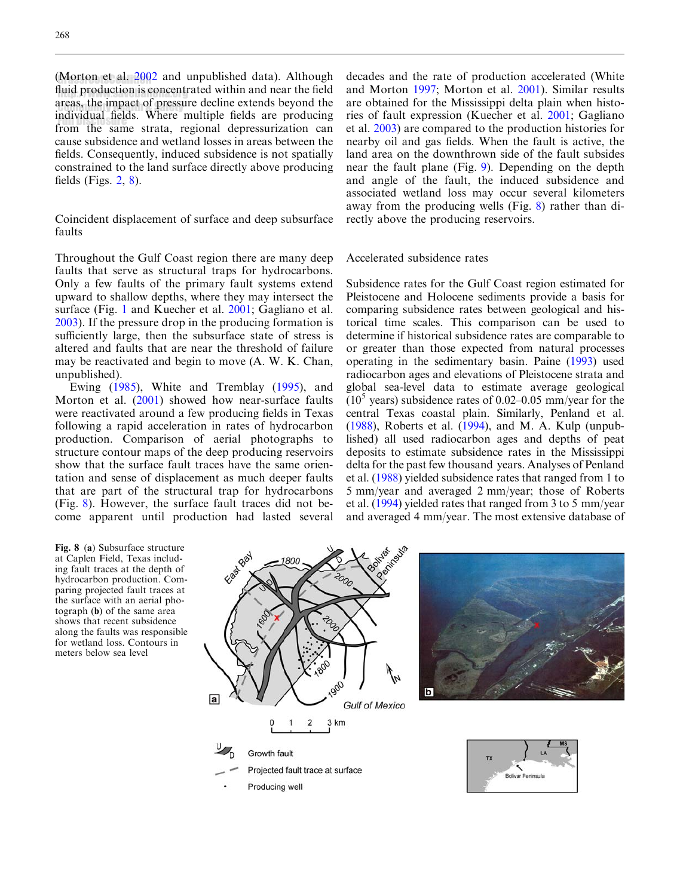(Morton et al. 2002 and unpublished data). Although fluid production is concentrated within and near the field areas, the impact of pressure decline extends beyond the individual fields. Where multiple fields are producing from the same strata, regional depressurization can cause subsidence and wetland losses in areas between the fields. Consequently, induced subsidence is not spatially constrained to the land surface directly above producing fields (Figs. 2, 8).

## Coincident displacement of surface and deep subsurface faults

Throughout the Gulf Coast region there are many deep faults that serve as structural traps for hydrocarbons. Only a few faults of the primary fault systems extend upward to shallow depths, where they may intersect the surface (Fig. 1 and Kuecher et al. 2001; Gagliano et al. 2003). If the pressure drop in the producing formation is sufficiently large, then the subsurface state of stress is altered and faults that are near the threshold of failure may be reactivated and begin to move (A. W. K. Chan, unpublished).

Ewing (1985), White and Tremblay (1995), and Morton et al. (2001) showed how near-surface faults were reactivated around a few producing fields in Texas following a rapid acceleration in rates of hydrocarbon production. Comparison of aerial photographs to structure contour maps of the deep producing reservoirs show that the surface fault traces have the same orientation and sense of displacement as much deeper faults that are part of the structural trap for hydrocarbons (Fig. 8). However, the surface fault traces did not become apparent until production had lasted several decades and the rate of production accelerated (White and Morton 1997; Morton et al. 2001). Similar results are obtained for the Mississippi delta plain when histories of fault expression (Kuecher et al. 2001; Gagliano et al. 2003) are compared to the production histories for nearby oil and gas fields. When the fault is active, the land area on the downthrown side of the fault subsides near the fault plane (Fig. 9). Depending on the depth and angle of the fault, the induced subsidence and associated wetland loss may occur several kilometers away from the producing wells (Fig. 8) rather than directly above the producing reservoirs.

## Accelerated subsidence rates

Subsidence rates for the Gulf Coast region estimated for Pleistocene and Holocene sediments provide a basis for comparing subsidence rates between geological and historical time scales. This comparison can be used to determine if historical subsidence rates are comparable to or greater than those expected from natural processes operating in the sedimentary basin. Paine (1993) used radiocarbon ages and elevations of Pleistocene strata and global sea-level data to estimate average geological ($10^5$ years) subsidence rates of 0.02–0.05 mm/year for the central Texas coastal plain. Similarly, Penland et al. (1988), Roberts et al. (1994), and M. A. Kulp (unpublished) all used radiocarbon ages and depths of peat deposits to estimate subsidence rates in the Mississippi delta for the past few thousand years. Analyses of Penland et al. (1988) yielded subsidence rates that ranged from 1 to 5 mm/year and averaged 2 mm/year; those of Roberts et al. (1994) yielded rates that ranged from 3 to 5 mm/year and averaged 4 mm/year. The most extensive database of

**Fig. 8** (**a**) Subsurface structure at Caplen Field, Texas including fault traces at the depth of hydrocarbon production. Comparing projected fault traces at the surface with an aerial photograph (**b**) of the same area shows that recent subsidence along the faults was responsible for wetland loss. Contours in meters below sea level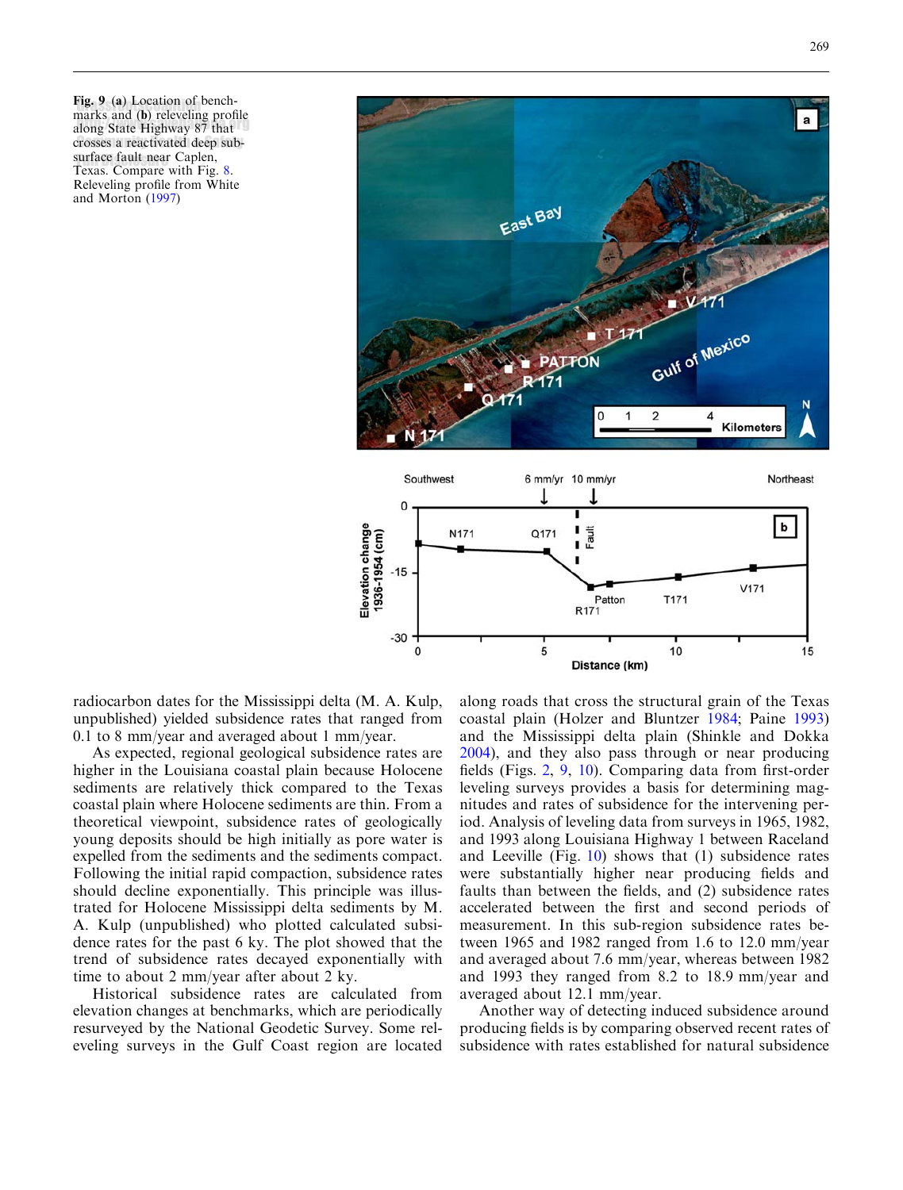Fig. 9 (a) Location of benchmarks and (b) releveling profile along State Highway 87 that crosses a reactivated deep subsurface fault near Caplen, Texas. Compare with Fig. 8. Releveling profile from White and Morton (1997)

radiocarbon dates for the Mississippi delta (M. A. Kulp, unpublished) yielded subsidence rates that ranged from 0.1 to 8 mm/year and averaged about 1 mm/year.

As expected, regional geological subsidence rates are higher in the Louisiana coastal plain because Holocene sediments are relatively thick compared to the Texas coastal plain where Holocene sediments are thin. From a theoretical viewpoint, subsidence rates of geologically young deposits should be high initially as pore water is expelled from the sediments and the sediments compact. Following the initial rapid compaction, subsidence rates should decline exponentially. This principle was illustrated for Holocene Mississippi delta sediments by M. A. Kulp (unpublished) who plotted calculated subsidence rates for the past 6 ky. The plot showed that the trend of subsidence rates decayed exponentially with time to about 2 mm/year after about 2 ky.

Historical subsidence rates are calculated from elevation changes at benchmarks, which are periodically resurveyed by the National Geodetic Survey. Some releveling surveys in the Gulf Coast region are located along roads that cross the structural grain of the Texas coastal plain (Holzer and Bluntzer 1984; Paine 1993) and the Mississippi delta plain (Shinkle and Dokka 2004), and they also pass through or near producing fields (Figs. 2, 9, 10). Comparing data from first-order leveling surveys provides a basis for determining magnitudes and rates of subsidence for the intervening period. Analysis of leveling data from surveys in 1965, 1982, and 1993 along Louisiana Highway 1 between Raceland and Leeville (Fig. 10) shows that (1) subsidence rates were substantially higher near producing fields and faults than between the fields, and (2) subsidence rates accelerated between the first and second periods of measurement. In this sub-region subsidence rates between 1965 and 1982 ranged from 1.6 to 12.0 mm/year and averaged about 7.6 mm/year, whereas between 1982 and 1993 they ranged from 8.2 to 18.9 mm/year and averaged about 12.1 mm/year.

Another way of detecting induced subsidence around producing fields is by comparing observed recent rates of subsidence with rates established for natural subsidence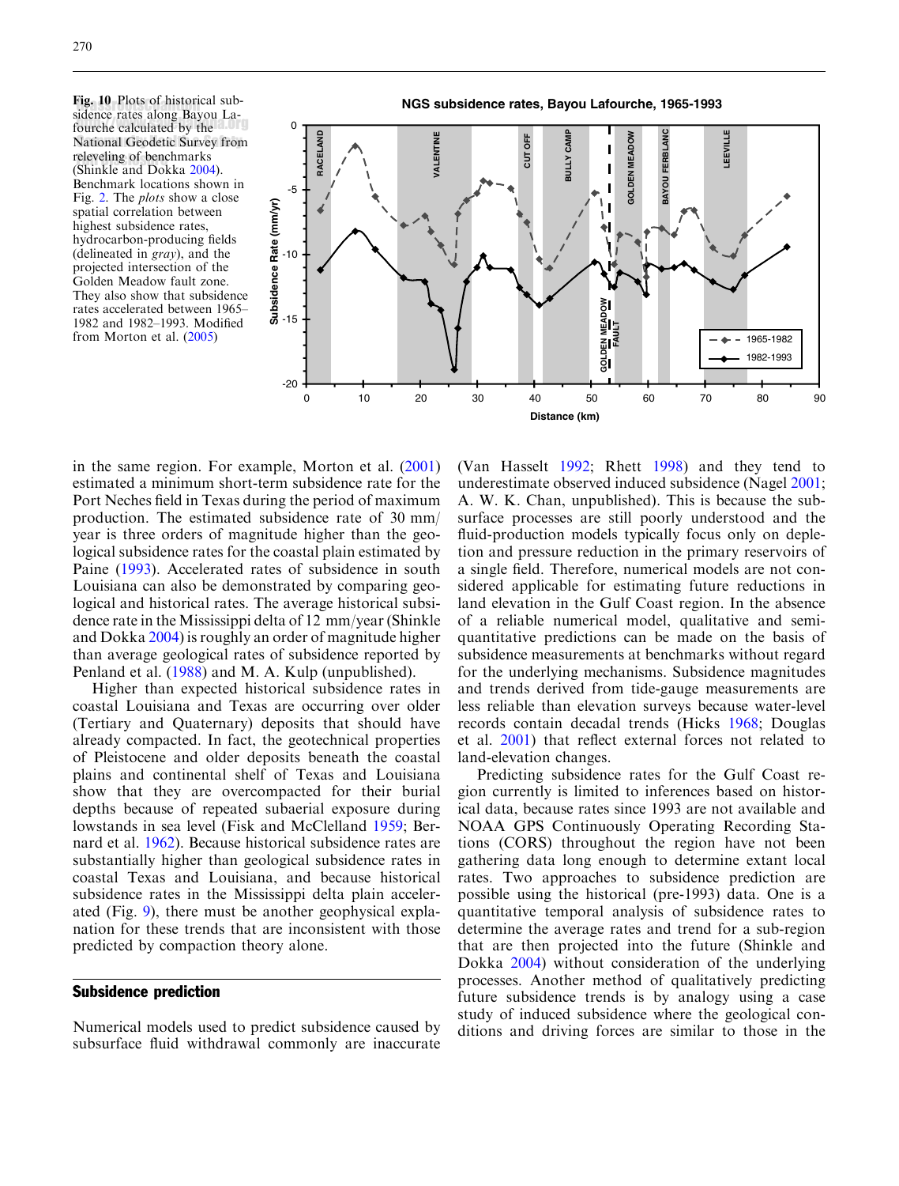**Fig. 10** Plots of historical subsidence rates along Bayou Lafourche calculated by the National Geodetic Survey from releveling of benchmarks (Shinkle and Dokka 2004). Benchmark locations shown in Fig. 2. The *plots* show a close spatial correlation between highest subsidence rates, hydrocarbon-producing fields (delineated in *gray*), and the projected intersection of the Golden Meadow fault zone. They also show that subsidence rates accelerated between 1965–1982 and 1982–1993. Modified from Morton et al. (2005)

in the same region. For example, Morton et al. (2001) estimated a minimum short-term subsidence rate for the Port Neches field in Texas during the period of maximum production. The estimated subsidence rate of 30 mm/year is three orders of magnitude higher than the geological subsidence rates for the coastal plain estimated by Paine (1993). Accelerated rates of subsidence in south Louisiana can also be demonstrated by comparing geological and historical rates. The average historical subsidence rate in the Mississippi delta of 12 mm/year (Shinkle and Dokka 2004) is roughly an order of magnitude higher than average geological rates of subsidence reported by Penland et al. (1988) and M. A. Kulp (unpublished).

Higher than expected historical subsidence rates in coastal Louisiana and Texas are occurring over older (Tertiary and Quaternary) deposits that should have already compacted. In fact, the geotechnical properties of Pleistocene and older deposits beneath the coastal plains and continental shelf of Texas and Louisiana show that they are overcompacted for their burial depths because of repeated subaerial exposure during lowstands in sea level (Fisk and McClelland 1959; Bernard et al. 1962). Because historical subsidence rates are substantially higher than geological subsidence rates in coastal Texas and Louisiana, and because historical subsidence rates in the Mississippi delta plain accelerated (Fig. 9), there must be another geophysical explanation for these trends that are inconsistent with those predicted by compaction theory alone.

## Subsidence prediction

Numerical models used to predict subsidence caused by subsurface fluid withdrawal commonly are inaccurate (Van Hasselt 1992; Rhett 1998) and they tend to underestimate observed induced subsidence (Nagel 2001; A. W. K. Chan, unpublished). This is because the subsurface processes are still poorly understood and the fluid-production models typically focus only on depletion and pressure reduction in the primary reservoirs of a single field. Therefore, numerical models are not considered applicable for estimating future reductions in land elevation in the Gulf Coast region. In the absence of a reliable numerical model, qualitative and semi-quantitative predictions can be made on the basis of subsidence measurements at benchmarks without regard for the underlying mechanisms. Subsidence magnitudes and trends derived from tide-gauge measurements are less reliable than elevation surveys because water-level records contain decadal trends (Hicks 1968; Douglas et al. 2001) that reflect external forces not related to land-elevation changes.

Predicting subsidence rates for the Gulf Coast region currently is limited to inferences based on historical data, because rates since 1993 are not available and NOAA GPS Continuously Operating Recording Stations (CORS) throughout the region have not been gathering data long enough to determine extant local rates. Two approaches to subsidence prediction are possible using the historical (pre-1993) data. One is a quantitative temporal analysis of subsidence rates to determine the average rates and trend for a sub-region that are then projected into the future (Shinkle and Dokka 2004) without consideration of the underlying processes. Another method of qualitatively predicting future subsidence trends is by analogy using a case study of induced subsidence where the geological conditions and driving forces are similar to those in the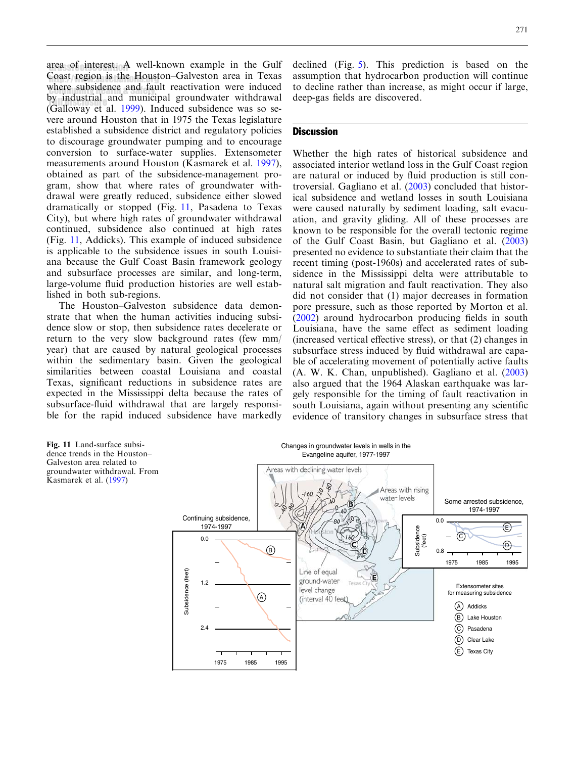area of interest. A well-known example in the Gulf Coast region is the Houston–Galveston area in Texas where subsidence and fault reactivation were induced by industrial and municipal groundwater withdrawal (Galloway et al. 1999). Induced subsidence was so severe around Houston that in 1975 the Texas legislature established a subsidence district and regulatory policies to discourage groundwater pumping and to encourage conversion to surface-water supplies. Extensometer measurements around Houston (Kasmarek et al. 1997), obtained as part of the subsidence-management program, show that where rates of groundwater withdrawal were greatly reduced, subsidence either slowed dramatically or stopped (Fig. 11, Pasadena to Texas City), but where high rates of groundwater withdrawal continued, subsidence also continued at high rates (Fig. 11, Addicks). This example of induced subsidence is applicable to the subsidence issues in south Louisiana because the Gulf Coast Basin framework geology and subsurface processes are similar, and long-term, large-volume fluid production histories are well established in both sub-regions.

The Houston–Galveston subsidence data demonstrate that when the human activities inducing subsidence slow or stop, then subsidence rates decelerate or return to the very slow background rates (few mm/year) that are caused by natural geological processes within the sedimentary basin. Given the geological similarities between coastal Louisiana and coastal Texas, significant reductions in subsidence rates are expected in the Mississippi delta because the rates of subsurface-fluid withdrawal that are largely responsible for the rapid induced subsidence have markedly declined (Fig. 5). This prediction is based on the assumption that hydrocarbon production will continue to decline rather than increase, as might occur if large, deep-gas fields are discovered.

## Discussion

Whether the high rates of historical subsidence and associated interior wetland loss in the Gulf Coast region are natural or induced by fluid production is still controversial. Gagliano et al. (2003) concluded that historical subsidence and wetland losses in south Louisiana were caused naturally by sediment loading, salt evacuation, and gravity gliding. All of these processes are known to be responsible for the overall tectonic regime of the Gulf Coast Basin, but Gagliano et al. (2003) presented no evidence to substantiate their claim that the recent timing (post-1960s) and accelerated rates of subsidence in the Mississippi delta were attributable to natural salt migration and fault reactivation. They also did not consider that (1) major decreases in formation pore pressure, such as those reported by Morton et al. (2002) around hydrocarbon producing fields in south Louisiana, have the same effect as sediment loading (increased vertical effective stress), or that (2) changes in subsurface stress induced by fluid withdrawal are capable of accelerating movement of potentially active faults (A. W. K. Chan, unpublished). Gagliano et al. (2003) also argued that the 1964 Alaskan earthquake was largely responsible for the timing of fault reactivation in south Louisiana, again without presenting any scientific evidence of transitory changes in subsurface stress that

**Fig. 11** Land-surface subsidence trends in the Houston–Galveston area related to groundwater withdrawal. From Kasmarek et al. (1997)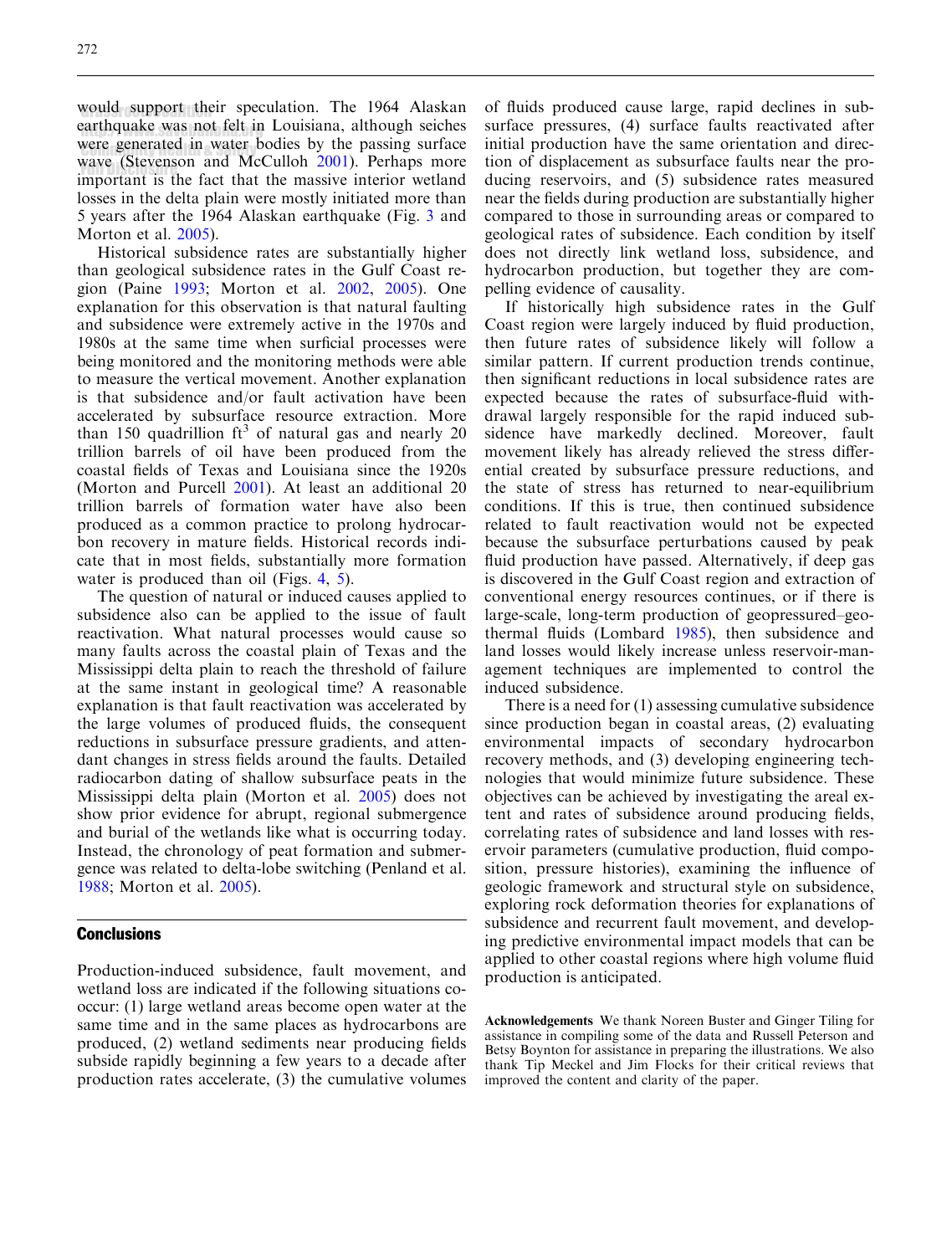would support their speculation. The 1964 Alaskan earthquake was not felt in Louisiana, although seiches were generated in water bodies by the passing surface wave (Stevenson and McCulloh 2001). Perhaps more important is the fact that the massive interior wetland losses in the delta plain were mostly initiated more than 5 years after the 1964 Alaskan earthquake (Fig. 3 and Morton et al. 2005).

Historical subsidence rates are substantially higher than geological subsidence rates in the Gulf Coast region (Paine 1993; Morton et al. 2002, 2005). One explanation for this observation is that natural faulting and subsidence were extremely active in the 1970s and 1980s at the same time when surficial processes were being monitored and the monitoring methods were able to measure the vertical movement. Another explanation is that subsidence and/or fault activation have been accelerated by subsurface resource extraction. More than 150 quadrillion ft$^3$ of natural gas and nearly 20 trillion barrels of oil have been produced from the coastal fields of Texas and Louisiana since the 1920s (Morton and Purcell 2001). At least an additional 20 trillion barrels of formation water have also been produced as a common practice to prolong hydrocarbon recovery in mature fields. Historical records indicate that in most fields, substantially more formation water is produced than oil (Figs. 4, 5).

The question of natural or induced causes applied to subsidence also can be applied to the issue of fault reactivation. What natural processes would cause so many faults across the coastal plain of Texas and the Mississippi delta plain to reach the threshold of failure at the same instant in geological time? A reasonable explanation is that fault reactivation was accelerated by the large volumes of produced fluids, the consequent reductions in subsurface pressure gradients, and attendant changes in stress fields around the faults. Detailed radiocarbon dating of shallow subsurface peats in the Mississippi delta plain (Morton et al. 2005) does not show prior evidence for abrupt, regional submergence and burial of the wetlands like what is occurring today. Instead, the chronology of peat formation and submergence was related to delta-lobe switching (Penland et al. 1988; Morton et al. 2005).

## Conclusions

Production-induced subsidence, fault movement, and wetland loss are indicated if the following situations cooccur: (1) large wetland areas become open water at the same time and in the same places as hydrocarbons are produced, (2) wetland sediments near producing fields subside rapidly beginning a few years to a decade after production rates accelerate, (3) the cumulative volumes of fluids produced cause large, rapid declines in subsurface pressures, (4) surface faults reactivated after initial production have the same orientation and direction of displacement as subsurface faults near the producing reservoirs, and (5) subsidence rates measured near the fields during production are substantially higher compared to those in surrounding areas or compared to geological rates of subsidence. Each condition by itself does not directly link wetland loss, subsidence, and hydrocarbon production, but together they are compelling evidence of causality.

If historically high subsidence rates in the Gulf Coast region were largely induced by fluid production, then future rates of subsidence likely will follow a similar pattern. If current production trends continue, then significant reductions in local subsidence rates are expected because the rates of subsurface-fluid withdrawal largely responsible for the rapid induced subsidence have markedly declined. Moreover, fault movement likely has already relieved the stress differential created by subsurface pressure reductions, and the state of stress has returned to near-equilibrium conditions. If this is true, then continued subsidence related to fault reactivation would not be expected because the subsurface perturbations caused by peak fluid production have passed. Alternatively, if deep gas is discovered in the Gulf Coast region and extraction of conventional energy resources continues, or if there is large-scale, long-term production of geopressured–geothermal fluids (Lombard 1985), then subsidence and land losses would likely increase unless reservoir-management techniques are implemented to control the induced subsidence.

There is a need for (1) assessing cumulative subsidence since production began in coastal areas, (2) evaluating environmental impacts of secondary hydrocarbon recovery methods, and (3) developing engineering technologies that would minimize future subsidence. These objectives can be achieved by investigating the areal extent and rates of subsidence around producing fields, correlating rates of subsidence and land losses with reservoir parameters (cumulative production, fluid composition, pressure histories), examining the influence of geologic framework and structural style on subsidence, exploring rock deformation theories for explanations of subsidence and recurrent fault movement, and developing predictive environmental impact models that can be applied to other coastal regions where high volume fluid production is anticipated.

**Acknowledgements** We thank Noreen Buster and Ginger Tiling for assistance in compiling some of the data and Russell Peterson and Betsy Boynton for assistance in preparing the illustrations. We also thank Tip Meckel and Jim Flocks for their critical reviews that improved the content and clarity of the paper.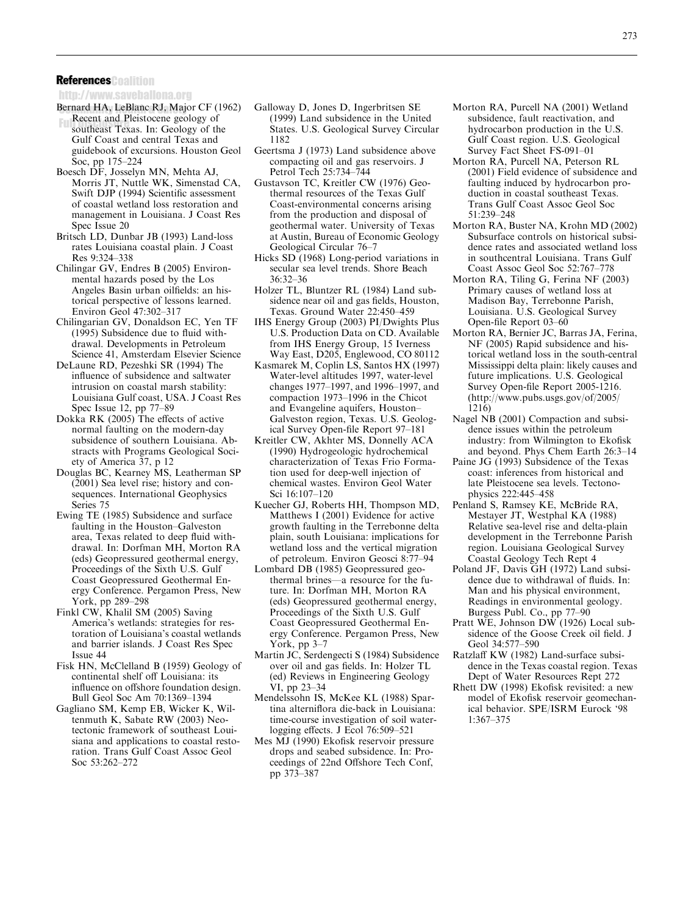## References

Bernard HA, LeBlanc RJ, Major CF (1962) Recent and Pleistocene geology of southeast Texas. In: Geology of the Gulf Coast and central Texas and guidebook of excursions. Houston Geol Soc, pp 175–224

Boesch DF, Josselyn MN, Mehta AJ, Morris JT, Nuttle WK, Simenstad CA, Swift DJP (1994) Scientific assessment of coastal wetland loss restoration and management in Louisiana. J Coast Res Spec Issue 20

Britsch LD, Dunbar JB (1993) Land-loss rates Louisiana coastal plain. J Coast Res 9:324–338

Chilingar GV, Endres B (2005) Environmental hazards posed by the Los Angeles Basin urban oilfields: an historical perspective of lessons learned. Environ Geol 47:302–317

Chilingarian GV, Donaldson EC, Yen TF (1995) Subsidence due to fluid withdrawal. Developments in Petroleum Science 41, Amsterdam Elsevier Science

DeLaune RD, Pezeshki SR (1994) The influence of subsidence and saltwater intrusion on coastal marsh stability: Louisiana Gulf coast, USA. J Coast Res Spec Issue 12, pp 77–89

Dokka RK (2005) The effects of active normal faulting on the modern-day subsidence of southern Louisiana. Abstracts with Programs Geological Society of America 37, p 12

Douglas BC, Kearney MS, Leatherman SP (2001) Sea level rise; history and consequences. International Geophysics Series 75

Ewing TE (1985) Subsidence and surface faulting in the Houston–Galveston area, Texas related to deep fluid withdrawal. In: Dorfman MH, Morton RA (eds) Geopressured geothermal energy, Proceedings of the Sixth U.S. Gulf Coast Geopressured Geothermal Energy Conference. Pergamon Press, New York, pp 289–298

Finkl CW, Khalil SM (2005) Saving America's wetlands: strategies for restoration of Louisiana's coastal wetlands and barrier islands. J Coast Res Spec Issue 44

Fisk HN, McClelland B (1959) Geology of continental shelf off Louisiana: its influence on offshore foundation design. Bull Geol Soc Am 70:1369–1394

Gagliano SM, Kemp EB, Wicker K, Wiltenmuth K, Sabate RW (2003) Neotectonic framework of southeast Louisiana and applications to coastal restoration. Trans Gulf Coast Assoc Geol Soc 53:262–272

Galloway D, Jones D, Ingebritsen SE (1999) Land subsidence in the United States. U.S. Geological Survey Circular 1182

Geertsma J (1973) Land subsidence above compacting oil and gas reservoirs. J Petrol Tech 25:734–744

Gustavson TC, Kreitler CW (1976) Geothermal resources of the Texas Gulf Coast-environmental concerns arising from the production and disposal of geothermal water. University of Texas at Austin, Bureau of Economic Geology Geological Circular 76–7

Hicks SD (1968) Long-period variations in secular sea level trends. Shore Beach 36:32–36

Holzer TL, Bluntzer RL (1984) Land subsidence near oil and gas fields, Houston, Texas. Ground Water 22:450–459

IHS Energy Group (2003) PI/Dwights Plus U.S. Production Data on CD. Available from IHS Energy Group, 15 Iverness Way East, D205, Englewood, CO 80112

Kasmarek M, Coplin LS, Santos HX (1997) Water-level altitudes 1997, water-level changes 1977–1997, and 1996–1997, and compaction 1973–1996 in the Chicot and Evangeline aquifers, Houston–Galveston region, Texas. U.S. Geological Survey Open-file Report 97–181

Kreitler CW, Akhter MS, Donnelly ACA (1990) Hydrogeologic hydrochemical characterization of Texas Frio Formation used for deep-well injection of chemical wastes. Environ Geol Water Sci 16:107–120

Kuecher GJ, Roberts HH, Thompson MD, Matthews I (2001) Evidence for active growth faulting in the Terrebonne delta plain, south Louisiana: implications for wetland loss and the vertical migration of petroleum. Environ Geosci 8:77–94

Lombard DB (1985) Geopressured geothermal brines—a resource for the future. In: Dorfman MH, Morton RA (eds) Geopressured geothermal energy, Proceedings of the Sixth U.S. Gulf Coast Geopressured Geothermal Energy Conference. Pergamon Press, New York, pp 3–7

Martin JC, Serdengecti S (1984) Subsidence over oil and gas fields. In: Holzer TL (ed) Reviews in Engineering Geology VI, pp 23–34

Mendelssohn IS, McKee KL (1988) Spartina alterniflora die-back in Louisiana: time-course investigation of soil waterlogging effects. J Ecol 76:509–521

Mes MJ (1990) Ekofisk reservoir pressure drops and seabed subsidence. In: Proceedings of 22nd Offshore Tech Conf, pp 373–387

Morton RA, Purcell NA (2001) Wetland subsidence, fault reactivation, and hydrocarbon production in the U.S. Gulf Coast region. U.S. Geological Survey Fact Sheet FS-091–01

Morton RA, Purcell NA, Peterson RL (2001) Field evidence of subsidence and faulting induced by hydrocarbon production in coastal southeast Texas. Trans Gulf Coast Assoc Geol Soc 51:239–248

Morton RA, Buster NA, Krohn MD (2002) Subsurface controls on historical subsidence rates and associated wetland loss in southcentral Louisiana. Trans Gulf Coast Assoc Geol Soc 52:767–778

Morton RA, Tiling G, Ferina NF (2003) Primary causes of wetland loss at Madison Bay, Terrebonne Parish, Louisiana. U.S. Geological Survey Open-file Report 03–60

Morton RA, Bernier JC, Barras JA, Ferina, NF (2005) Rapid subsidence and historical wetland loss in the south-central Mississippi delta plain: likely causes and future implications. U.S. Geological Survey Open-file Report 2005-1216. (http://www.pubs.usgs.gov/of/2005/1216)

Nagel NB (2001) Compaction and subsidence issues within the petroleum industry: from Wilmington to Ekofisk and beyond. Phys Chem Earth 26:3–14

Paine JG (1993) Subsidence of the Texas coast: inferences from historical and late Pleistocene sea levels. Tectonophysics 222:445–458

Penland S, Ramsey KE, McBride RA, Mestayer JT, Westphal KA (1988) Relative sea-level rise and delta-plain development in the Terrebonne Parish region. Louisiana Geological Survey Coastal Geology Tech Rept 4

Poland JF, Davis GH (1972) Land subsidence due to withdrawal of fluids. In: Man and his physical environment, Readings in environmental geology. Burgess Publ. Co., pp 77–90

Pratt WE, Johnson DW (1926) Local subsidence of the Goose Creek oil field. J Geol 34:577–590

Ratzlaff KW (1982) Land-surface subsidence in the Texas coastal region. Texas Dept of Water Resources Rept 272

Rhett DW (1998) Ekofisk revisited: a new model of Ekofisk reservoir geomechanical behavior. SPE/ISRM Eurock '98 1:367–375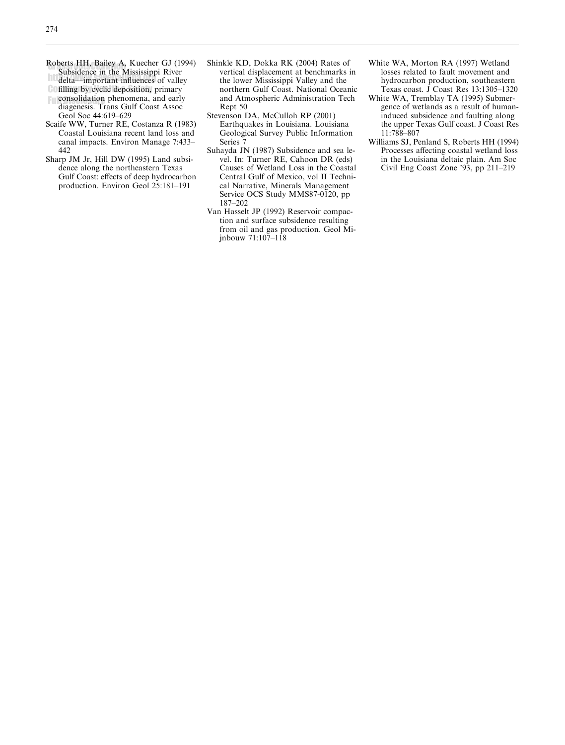Roberts HH, Bailey A, Kuecher GJ (1994) Subsidence in the Mississippi River delta—important influences of valley filling by cyclic deposition, primary consolidation phenomena, and early diagenesis. Trans Gulf Coast Assoc Geol Soc 44:619–629

Scaife WW, Turner RE, Costanza R (1983) Coastal Louisiana recent land loss and canal impacts. Environ Manage 7:433–442

Sharp JM Jr, Hill DW (1995) Land subsidence along the northeastern Texas Gulf Coast: effects of deep hydrocarbon production. Environ Geol 25:181–191

Shinkle KD, Dokka RK (2004) Rates of vertical displacement at benchmarks in the lower Mississippi Valley and the northern Gulf Coast. National Oceanic and Atmospheric Administration Tech Rept 50

Stevenson DA, McCulloh RP (2001) Earthquakes in Louisiana. Louisiana Geological Survey Public Information Series 7

Suhayda JN (1987) Subsidence and sea level. In: Turner RE, Cahoon DR (eds) Causes of Wetland Loss in the Coastal Central Gulf of Mexico, vol II Technical Narrative, Minerals Management Service OCS Study MMS87-0120, pp 187–202

Van Hasselt JP (1992) Reservoir compaction and surface subsidence resulting from oil and gas production. Geol Mijnbouw 71:107–118

White WA, Morton RA (1997) Wetland losses related to fault movement and hydrocarbon production, southeastern Texas coast. J Coast Res 13:1305–1320

White WA, Tremblay TA (1995) Submergence of wetlands as a result of human-induced subsidence and faulting along the upper Texas Gulf coast. J Coast Res 11:788–807

Williams SJ, Penland S, Roberts HH (1994) Processes affecting coastal wetland loss in the Louisiana deltaic plain. Am Soc Civil Eng Coast Zone '93, pp 211–219